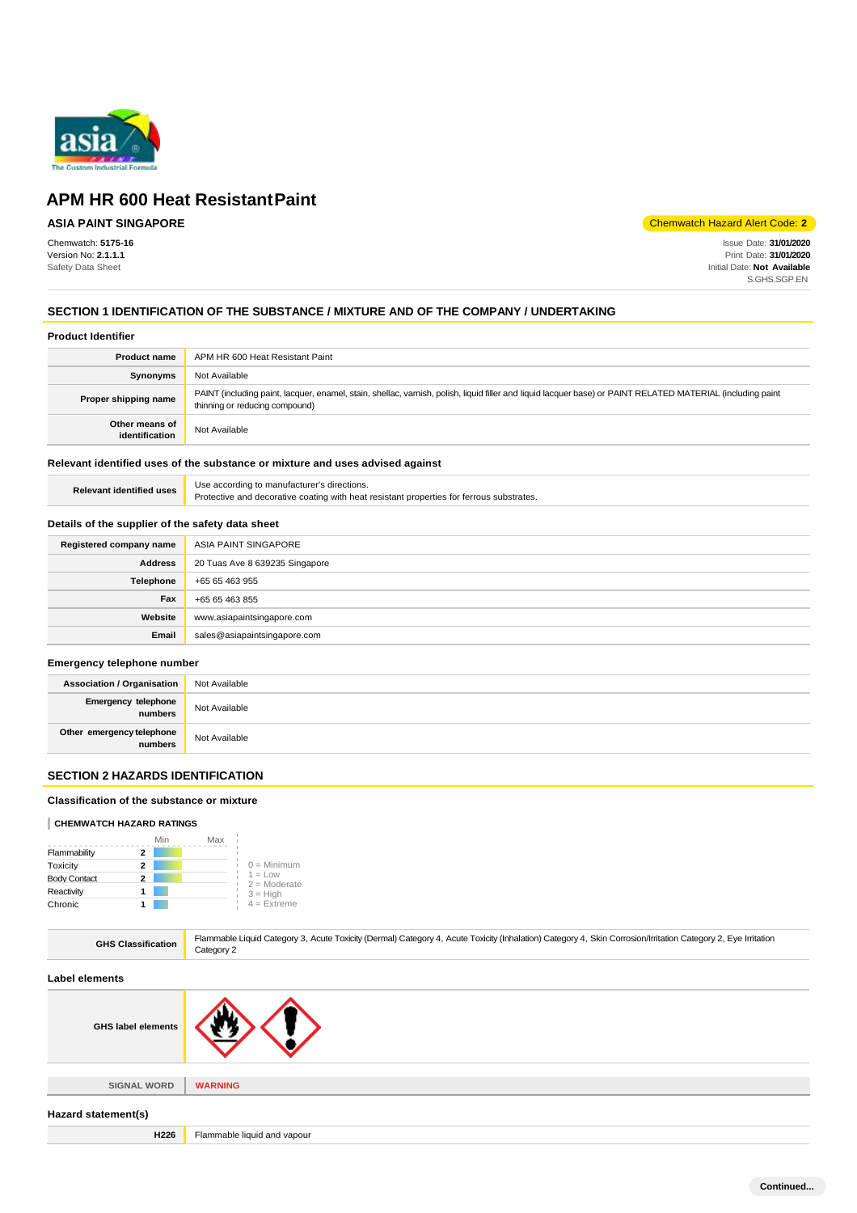# APM HR 600 Heat Resistant Paint

**ASIA PAINT SINGAPORE**

Chemwatch Hazard Alert Code: **2**

Chemwatch: **5175-16**
Version No: **2.1.1.1**
Safety Data Sheet

Issue Date: **31/01/2020**
Print Date: **31/01/2020**
Initial Date: **Not Available**
S.GHS.SGP.EN

## SECTION 1 IDENTIFICATION OF THE SUBSTANCE / MIXTURE AND OF THE COMPANY / UNDERTAKING

### Product Identifier

| | |
|---|---|
| **Product name** | APM HR 600 Heat Resistant Paint |
| **Synonyms** | Not Available |
| **Proper shipping name** | PAINT (including paint, lacquer, enamel, stain, shellac, varnish, polish, liquid filler and liquid lacquer base) or PAINT RELATED MATERIAL (including paint thinning or reducing compound) |
| **Other means of identification** | Not Available |

### Relevant identified uses of the substance or mixture and uses advised against

| | |
|---|---|
| **Relevant identified uses** | Use according to manufacturer's directions.<br>Protective and decorative coating with heat resistant properties for ferrous substrates. |

### Details of the supplier of the safety data sheet

| | |
|---|---|
| **Registered company name** | ASIA PAINT SINGAPORE |
| **Address** | 20 Tuas Ave 8 639235 Singapore |
| **Telephone** | +65 65 463 955 |
| **Fax** | +65 65 463 855 |
| **Website** | www.asiapaintsingapore.com |
| **Email** | sales@asiapaintsingapore.com |

### Emergency telephone number

| | |
|---|---|
| **Association / Organisation** | Not Available |
| **Emergency telephone numbers** | Not Available |
| **Other emergency telephone numbers** | Not Available |

## SECTION 2 HAZARDS IDENTIFICATION

### Classification of the substance or mixture

**CHEMWATCH HAZARD RATINGS**

| | Rating |
|---|---|
| Flammability | 2 |
| Toxicity | 2 |
| Body Contact | 2 |
| Reactivity | 1 |
| Chronic | 1 |

0 = Minimum
1 = Low
2 = Moderate
3 = High
4 = Extreme

| | |
|---|---|
| **GHS Classification** | Flammable Liquid Category 3, Acute Toxicity (Dermal) Category 4, Acute Toxicity (Inhalation) Category 4, Skin Corrosion/Irritation Category 2, Eye Irritation Category 2 |

### Label elements

| | |
|---|---|
| **GHS label elements** | |
| **SIGNAL WORD** | **WARNING** |

### Hazard statement(s)

| | |
|---|---|
| **H226** | Flammable liquid and vapour |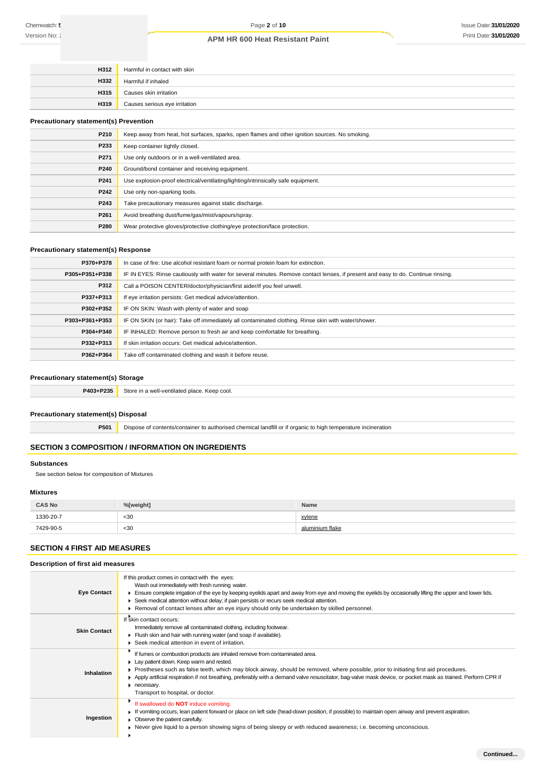| | |
|---|---|
| **H312** | Harmful in contact with skin |
| **H332** | Harmful if inhaled |
| **H315** | Causes skin irritation |
| **H319** | Causes serious eye irritation |

### Precautionary statement(s) Prevention

| | |
|---|---|
| **P210** | Keep away from heat, hot surfaces, sparks, open flames and other ignition sources. No smoking. |
| **P233** | Keep container tightly closed. |
| **P271** | Use only outdoors or in a well-ventilated area. |
| **P240** | Ground/bond container and receiving equipment. |
| **P241** | Use explosion-proof electrical/ventilating/lighting/intrinsically safe equipment. |
| **P242** | Use only non-sparking tools. |
| **P243** | Take precautionary measures against static discharge. |
| **P261** | Avoid breathing dust/fume/gas/mist/vapours/spray. |
| **P280** | Wear protective gloves/protective clothing/eye protection/face protection. |

### Precautionary statement(s) Response

| | |
|---|---|
| **P370+P378** | In case of fire: Use alcohol resistant foam or normal protein foam for extinction. |
| **P305+P351+P338** | IF IN EYES: Rinse cautiously with water for several minutes. Remove contact lenses, if present and easy to do. Continue rinsing. |
| **P312** | Call a POISON CENTER/doctor/physician/first aider/if you feel unwell. |
| **P337+P313** | If eye irritation persists: Get medical advice/attention. |
| **P302+P352** | IF ON SKIN: Wash with plenty of water and soap |
| **P303+P361+P353** | IF ON SKIN (or hair): Take off immediately all contaminated clothing. Rinse skin with water/shower. |
| **P304+P340** | IF INHALED: Remove person to fresh air and keep comfortable for breathing. |
| **P332+P313** | If skin irritation occurs: Get medical advice/attention. |
| **P362+P364** | Take off contaminated clothing and wash it before reuse. |

### Precautionary statement(s) Storage

| | |
|---|---|
| **P403+P235** | Store in a well-ventilated place. Keep cool. |

### Precautionary statement(s) Disposal

| | |
|---|---|
| **P501** | Dispose of contents/container to authorised chemical landfill or if organic to high temperature incineration |

## SECTION 3 COMPOSITION / INFORMATION ON INGREDIENTS

### Substances

See section below for composition of Mixtures

### Mixtures

| CAS No | %[weight] | Name |
|---|---|---|
| 1330-20-7 | <30 | xylene |
| 7429-90-5 | <30 | aluminium flake |

## SECTION 4 FIRST AID MEASURES

### Description of first aid measures

| | |
|---|---|
| **Eye Contact** | If this product comes in contact with the eyes:<br>Wash out immediately with fresh running water.<br>▸ Ensure complete irrigation of the eye by keeping eyelids apart and away from eye and moving the eyelids by occasionally lifting the upper and lower lids.<br>▸ Seek medical attention without delay; if pain persists or recurs seek medical attention.<br>▸ Removal of contact lenses after an eye injury should only be undertaken by skilled personnel. |
| **Skin Contact** | If skin contact occurs:<br>Immediately remove all contaminated clothing, including footwear.<br>▸ Flush skin and hair with running water (and soap if available).<br>▸ Seek medical attention in event of irritation. |
| **Inhalation** | If fumes or combustion products are inhaled remove from contaminated area.<br>▸ Lay patient down. Keep warm and rested.<br>▸ Prostheses such as false teeth, which may block airway, should be removed, where possible, prior to initiating first aid procedures.<br>▸ Apply artificial respiration if not breathing, preferably with a demand valve resuscitator, bag-valve mask device, or pocket mask as trained. Perform CPR if necessary.<br>Transport to hospital, or doctor. |
| **Ingestion** | If swallowed do **NOT** induce vomiting.<br>▸ If vomiting occurs, lean patient forward or place on left side (head-down position, if possible) to maintain open airway and prevent aspiration.<br>▸ Observe the patient carefully.<br>▸ Never give liquid to a person showing signs of being sleepy or with reduced awareness; i.e. becoming unconscious. |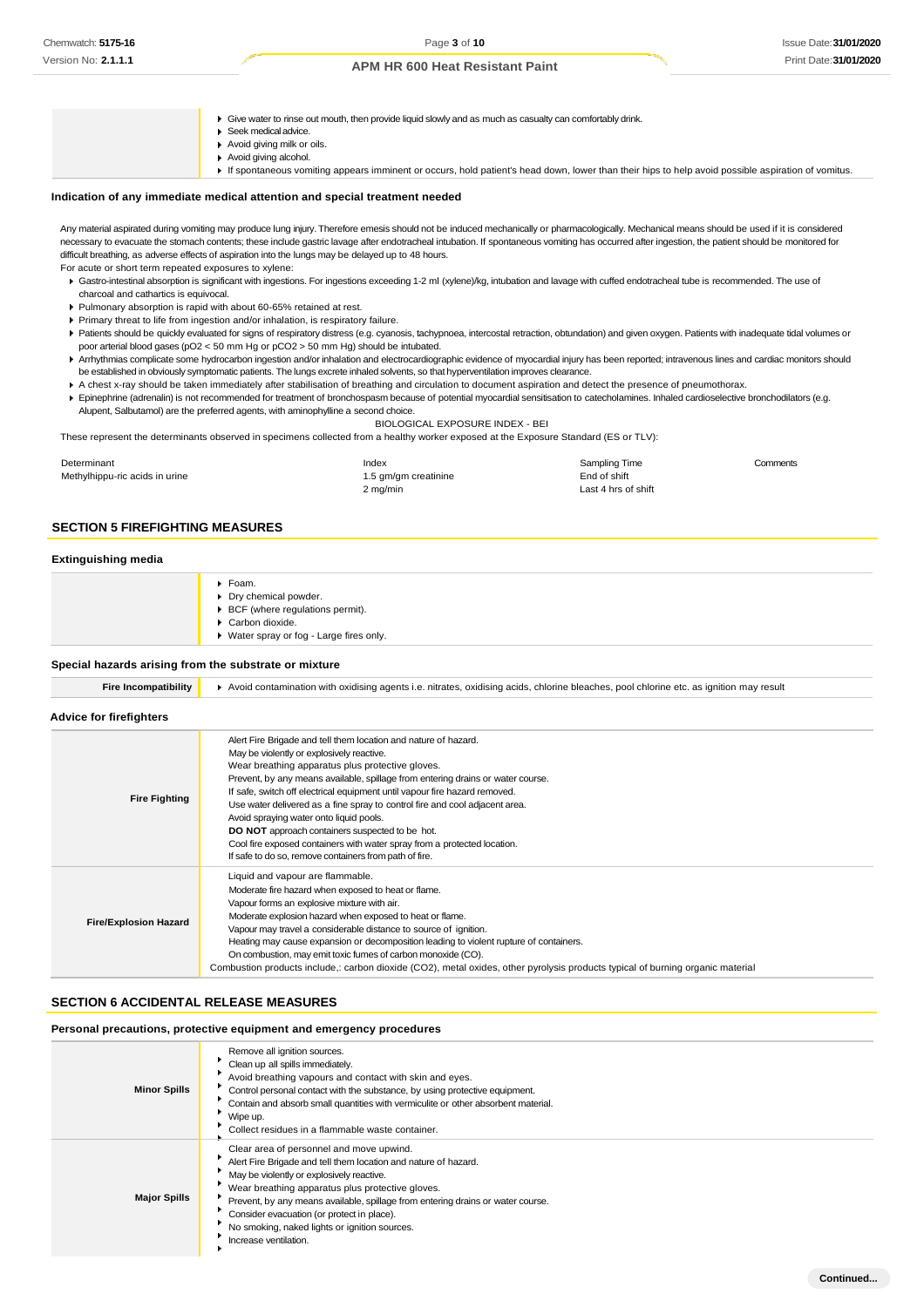| | |
|---|---|
| | - Give water to rinse out mouth, then provide liquid slowly and as much as casualty can comfortably drink.<br>- Seek medical advice.<br>- Avoid giving milk or oils.<br>- Avoid giving alcohol.<br>- If spontaneous vomiting appears imminent or occurs, hold patient's head down, lower than their hips to help avoid possible aspiration of vomitus. |

### Indication of any immediate medical attention and special treatment needed

Any material aspirated during vomiting may produce lung injury. Therefore emesis should not be induced mechanically or pharmacologically. Mechanical means should be used if it is considered necessary to evacuate the stomach contents; these include gastric lavage after endotracheal intubation. If spontaneous vomiting has occurred after ingestion, the patient should be monitored for difficult breathing, as adverse effects of aspiration into the lungs may be delayed up to 48 hours.

For acute or short term repeated exposures to xylene:

- Gastro-intestinal absorption is significant with ingestions. For ingestions exceeding 1-2 ml (xylene)/kg, intubation and lavage with cuffed endotracheal tube is recommended. The use of charcoal and cathartics is equivocal.
- Pulmonary absorption is rapid with about 60-65% retained at rest.
- Primary threat to life from ingestion and/or inhalation, is respiratory failure.
- Patients should be quickly evaluated for signs of respiratory distress (e.g. cyanosis, tachypnoea, intercostal retraction, obtundation) and given oxygen. Patients with inadequate tidal volumes or poor arterial blood gases (pO2 < 50 mm Hg or pCO2 > 50 mm Hg) should be intubated.
- Arrhythmias complicate some hydrocarbon ingestion and/or inhalation and electrocardiographic evidence of myocardial injury has been reported; intravenous lines and cardiac monitors should be established in obviously symptomatic patients. The lungs excrete inhaled solvents, so that hyperventilation improves clearance.
- A chest x-ray should be taken immediately after stabilisation of breathing and circulation to document aspiration and detect the presence of pneumothorax.
- Epinephrine (adrenalin) is not recommended for treatment of bronchospasm because of potential myocardial sensitisation to catecholamines. Inhaled cardioselective bronchodilators (e.g. Alupent, Salbutamol) are the preferred agents, with aminophylline a second choice.

BIOLOGICAL EXPOSURE INDEX - BEI

These represent the determinants observed in specimens collected from a healthy worker exposed at the Exposure Standard (ES or TLV):

| Determinant | Index | Sampling Time | Comments |
|---|---|---|---|
| Methylhippu-ric acids in urine | 1.5 gm/gm creatinine | End of shift | |
| | 2 mg/min | Last 4 hrs of shift | |

## SECTION 5 FIREFIGHTING MEASURES

### Extinguishing media

| | |
|---|---|
| | - Foam.<br>- Dry chemical powder.<br>- BCF (where regulations permit).<br>- Carbon dioxide.<br>- Water spray or fog - Large fires only. |

### Special hazards arising from the substrate or mixture

| | |
|---|---|
| **Fire Incompatibility** | - Avoid contamination with oxidising agents i.e. nitrates, oxidising acids, chlorine bleaches, pool chlorine etc. as ignition may result |

### Advice for firefighters

| | |
|---|---|
| **Fire Fighting** | Alert Fire Brigade and tell them location and nature of hazard.<br>May be violently or explosively reactive.<br>Wear breathing apparatus plus protective gloves.<br>Prevent, by any means available, spillage from entering drains or water course.<br>If safe, switch off electrical equipment until vapour fire hazard removed.<br>Use water delivered as a fine spray to control fire and cool adjacent area.<br>Avoid spraying water onto liquid pools.<br>**DO NOT** approach containers suspected to be hot.<br>Cool fire exposed containers with water spray from a protected location.<br>If safe to do so, remove containers from path of fire. |
| **Fire/Explosion Hazard** | Liquid and vapour are flammable.<br>Moderate fire hazard when exposed to heat or flame.<br>Vapour forms an explosive mixture with air.<br>Moderate explosion hazard when exposed to heat or flame.<br>Vapour may travel a considerable distance to source of ignition.<br>Heating may cause expansion or decomposition leading to violent rupture of containers.<br>On combustion, may emit toxic fumes of carbon monoxide (CO).<br>Combustion products include,: carbon dioxide ($CO_2$), metal oxides, other pyrolysis products typical of burning organic material |

## SECTION 6 ACCIDENTAL RELEASE MEASURES

### Personal precautions, protective equipment and emergency procedures

| | |
|---|---|
| **Minor Spills** | - Remove all ignition sources.<br>- Clean up all spills immediately.<br>- Avoid breathing vapours and contact with skin and eyes.<br>- Control personal contact with the substance, by using protective equipment.<br>- Contain and absorb small quantities with vermiculite or other absorbent material.<br>- Wipe up.<br>- Collect residues in a flammable waste container. |
| **Major Spills** | - Clear area of personnel and move upwind.<br>- Alert Fire Brigade and tell them location and nature of hazard.<br>- May be violently or explosively reactive.<br>- Wear breathing apparatus plus protective gloves.<br>- Prevent, by any means available, spillage from entering drains or water course.<br>- Consider evacuation (or protect in place).<br>- No smoking, naked lights or ignition sources.<br>- Increase ventilation. |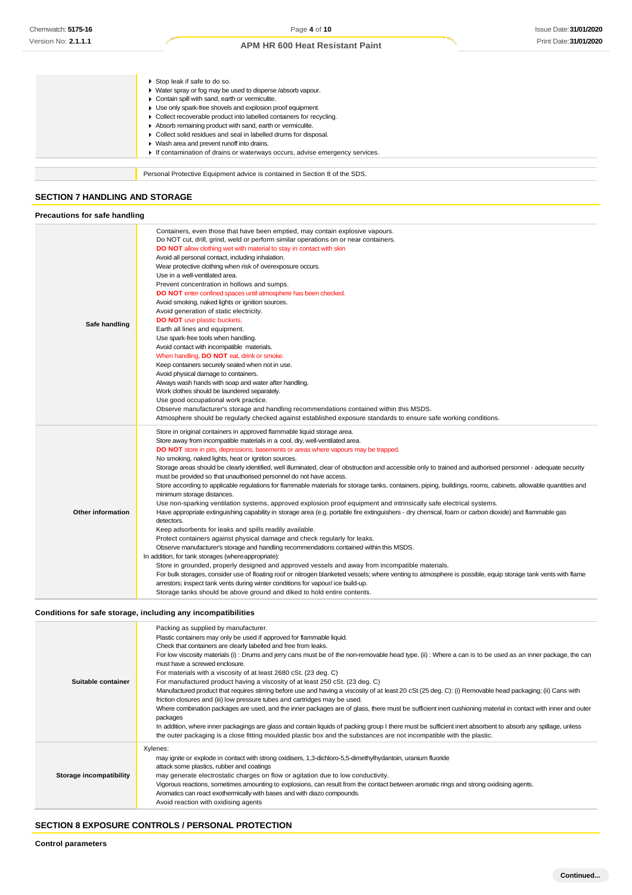| | |
|---|---|
| | ▸ Stop leak if safe to do so.<br>▸ Water spray or fog may be used to disperse /absorb vapour.<br>▸ Contain spill with sand, earth or vermiculite.<br>▸ Use only spark-free shovels and explosion proof equipment.<br>▸ Collect recoverable product into labelled containers for recycling.<br>▸ Absorb remaining product with sand, earth or vermiculite.<br>▸ Collect solid residues and seal in labelled drums for disposal.<br>▸ Wash area and prevent runoff into drains.<br>▸ If contamination of drains or waterways occurs, advise emergency services. |

| | |
|---|---|
| | Personal Protective Equipment advice is contained in Section 8 of the SDS. |

## SECTION 7 HANDLING AND STORAGE

### Precautions for safe handling

| | |
|---|---|
| **Safe handling** | Containers, even those that have been emptied, may contain explosive vapours.<br>Do NOT cut, drill, grind, weld or perform similar operations on or near containers.<br>**DO NOT** allow clothing wet with material to stay in contact with skin<br>Avoid all personal contact, including inhalation.<br>Wear protective clothing when risk of overexposure occurs.<br>Use in a well-ventilated area.<br>Prevent concentration in hollows and sumps.<br>**DO NOT** enter confined spaces until atmosphere has been checked.<br>Avoid smoking, naked lights or ignition sources.<br>Avoid generation of static electricity.<br>**DO NOT** use plastic buckets.<br>Earth all lines and equipment.<br>Use spark-free tools when handling.<br>Avoid contact with incompatible materials.<br>When handling, **DO NOT** eat, drink or smoke.<br>Keep containers securely sealed when not in use.<br>Avoid physical damage to containers.<br>Always wash hands with soap and water after handling.<br>Work clothes should be laundered separately.<br>Use good occupational work practice.<br>Observe manufacturer's storage and handling recommendations contained within this MSDS.<br>Atmosphere should be regularly checked against established exposure standards to ensure safe working conditions. |
| **Other information** | Store in original containers in approved flammable liquid storage area.<br>Store away from incompatible materials in a cool, dry, well-ventilated area.<br>**DO NOT** store in pits, depressions, basements or areas where vapours may be trapped.<br>No smoking, naked lights, heat or ignition sources.<br>Storage areas should be clearly identified, well illuminated, clear of obstruction and accessible only to trained and authorised personnel - adequate security must be provided so that unauthorised personnel do not have access.<br>Store according to applicable regulations for flammable materials for storage tanks, containers, piping, buildings, rooms, cabinets, allowable quantities and minimum storage distances.<br>Use non-sparking ventilation systems, approved explosion proof equipment and intrinsically safe electrical systems.<br>Have appropriate extinguishing capability in storage area (e.g. portable fire extinguishers - dry chemical, foam or carbon dioxide) and flammable gas detectors.<br>Keep adsorbents for leaks and spills readily available.<br>Protect containers against physical damage and check regularly for leaks.<br>Observe manufacturer's storage and handling recommendations contained within this MSDS.<br>In addition, for tank storages (whereappropriate):<br>Store in grounded, properly designed and approved vessels and away from incompatible materials.<br>For bulk storages, consider use of floating roof or nitrogen blanketed vessels; where venting to atmosphere is possible, equip storage tank vents with flame arrestors; inspect tank vents during winter conditions for vapour/ ice build-up.<br>Storage tanks should be above ground and diked to hold entire contents. |

### Conditions for safe storage, including any incompatibilities

| | |
|---|---|
| **Suitable container** | Packing as supplied by manufacturer.<br>Plastic containers may only be used if approved for flammable liquid.<br>Check that containers are clearly labelled and free from leaks.<br>For low viscosity materials (i) : Drums and jerry cans must be of the non-removable head type. (ii) : Where a can is to be used as an inner package, the can must have a screwed enclosure.<br>For materials with a viscosity of at least 2680 cSt. (23 deg. C)<br>For manufactured product having a viscosity of at least 250 cSt. (23 deg. C)<br>Manufactured product that requires stirring before use and having a viscosity of at least 20 cSt (25 deg. C): (i) Removable head packaging; (ii) Cans with friction closures and (iii) low pressure tubes and cartridges may be used.<br>Where combination packages are used, and the inner packages are of glass, there must be sufficient inert cushioning material in contact with inner and outer packages<br>In addition, where inner packagings are glass and contain liquids of packing group I there must be sufficient inert absorbent to absorb any spillage, unless the outer packaging is a close fitting moulded plastic box and the substances are not incompatible with the plastic. |
| **Storage incompatibility** | Xylenes:<br>may ignite or explode in contact with strong oxidisers, 1,3-dichloro-5,5-dimethylhydantoin, uranium fluoride<br>attack some plastics, rubber and coatings<br>may generate electrostatic charges on flow or agitation due to low conductivity.<br>Vigorous reactions, sometimes amounting to explosions, can result from the contact between aromatic rings and strong oxidising agents.<br>Aromatics can react exothermically with bases and with diazo compounds.<br>Avoid reaction with oxidising agents |

## SECTION 8 EXPOSURE CONTROLS / PERSONAL PROTECTION

### Control parameters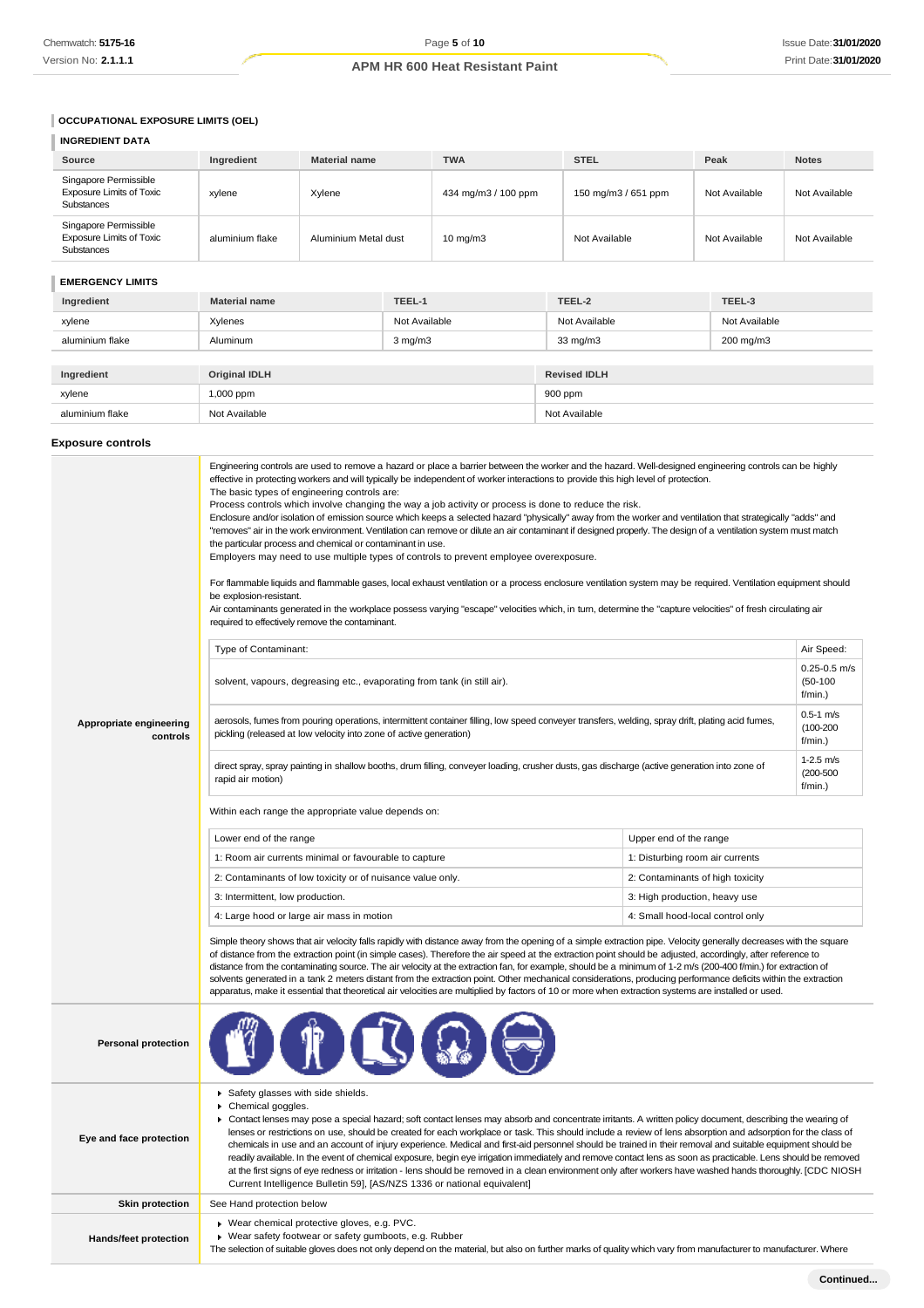### OCCUPATIONAL EXPOSURE LIMITS (OEL)

#### INGREDIENT DATA

| Source | Ingredient | Material name | TWA | STEL | Peak | Notes |
|---|---|---|---|---|---|---|
| Singapore Permissible Exposure Limits of Toxic Substances | xylene | Xylene | 434 mg/m3 / 100 ppm | 150 mg/m3 / 651 ppm | Not Available | Not Available |
| Singapore Permissible Exposure Limits of Toxic Substances | aluminium flake | Aluminium Metal dust | 10 mg/m3 | Not Available | Not Available | Not Available |

#### EMERGENCY LIMITS

| Ingredient | Material name | TEEL-1 | TEEL-2 | TEEL-3 |
|---|---|---|---|---|
| xylene | Xylenes | Not Available | Not Available | Not Available |
| aluminium flake | Aluminum | 3 mg/m3 | 33 mg/m3 | 200 mg/m3 |

| Ingredient | Original IDLH | Revised IDLH |
|---|---|---|
| xylene | 1,000 ppm | 900 ppm |
| aluminium flake | Not Available | Not Available |

### Exposure controls

**Appropriate engineering controls**

Engineering controls are used to remove a hazard or place a barrier between the worker and the hazard. Well-designed engineering controls can be highly effective in protecting workers and will typically be independent of worker interactions to provide this high level of protection.
The basic types of engineering controls are:
Process controls which involve changing the way a job activity or process is done to reduce the risk.
Enclosure and/or isolation of emission source which keeps a selected hazard "physically" away from the worker and ventilation that strategically "adds" and "removes" air in the work environment. Ventilation can remove or dilute an air contaminant if designed properly. The design of a ventilation system must match the particular process and chemical or contaminant in use.
Employers may need to use multiple types of controls to prevent employee overexposure.

For flammable liquids and flammable gases, local exhaust ventilation or a process enclosure ventilation system may be required. Ventilation equipment should be explosion-resistant.
Air contaminants generated in the workplace possess varying "escape" velocities which, in turn, determine the "capture velocities" of fresh circulating air required to effectively remove the contaminant.

| Type of Contaminant: | Air Speed: |
|---|---|
| solvent, vapours, degreasing etc., evaporating from tank (in still air). | 0.25-0.5 m/s (50-100 f/min.) |
| aerosols, fumes from pouring operations, intermittent container filling, low speed conveyer transfers, welding, spray drift, plating acid fumes, pickling (released at low velocity into zone of active generation) | 0.5-1 m/s (100-200 f/min.) |
| direct spray, spray painting in shallow booths, drum filling, conveyer loading, crusher dusts, gas discharge (active generation into zone of rapid air motion) | 1-2.5 m/s (200-500 f/min.) |

Within each range the appropriate value depends on:

| Lower end of the range | Upper end of the range |
|---|---|
| 1: Room air currents minimal or favourable to capture | 1: Disturbing room air currents |
| 2: Contaminants of low toxicity or of nuisance value only. | 2: Contaminants of high toxicity |
| 3: Intermittent, low production. | 3: High production, heavy use |
| 4: Large hood or large air mass in motion | 4: Small hood-local control only |

Simple theory shows that air velocity falls rapidly with distance away from the opening of a simple extraction pipe. Velocity generally decreases with the square of distance from the extraction point (in simple cases). Therefore the air speed at the extraction point should be adjusted, accordingly, after reference to distance from the contaminating source. The air velocity at the extraction fan, for example, should be a minimum of 1-2 m/s (200-400 f/min.) for extraction of solvents generated in a tank 2 meters distant from the extraction point. Other mechanical considerations, producing performance deficits within the extraction apparatus, make it essential that theoretical air velocities are multiplied by factors of 10 or more when extraction systems are installed or used.

**Personal protection**

**Eye and face protection**

- Safety glasses with side shields.
- Chemical goggles.
- Contact lenses may pose a special hazard; soft contact lenses may absorb and concentrate irritants. A written policy document, describing the wearing of lenses or restrictions on use, should be created for each workplace or task. This should include a review of lens absorption and adsorption for the class of chemicals in use and an account of injury experience. Medical and first-aid personnel should be trained in their removal and suitable equipment should be readily available. In the event of chemical exposure, begin eye irrigation immediately and remove contact lens as soon as practicable. Lens should be removed at the first signs of eye redness or irritation - lens should be removed in a clean environment only after workers have washed hands thoroughly. [CDC NIOSH Current Intelligence Bulletin 59], [AS/NZS 1336 or national equivalent]

**Skin protection**

See Hand protection below

**Hands/feet protection**

- Wear chemical protective gloves, e.g. PVC.
- Wear safety footwear or safety gumboots, e.g. Rubber

The selection of suitable gloves does not only depend on the material, but also on further marks of quality which vary from manufacturer to manufacturer. Where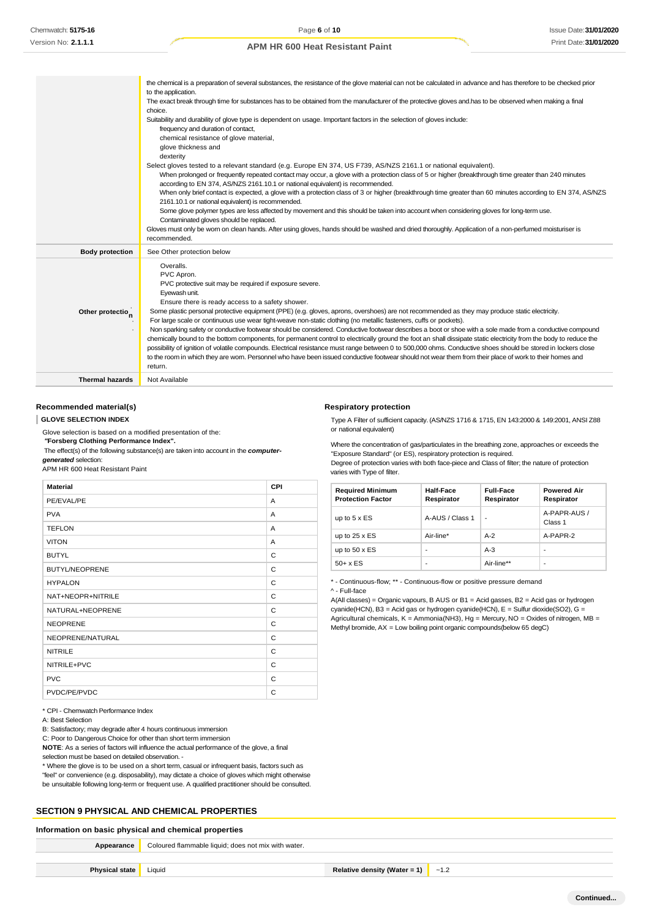| | |
|---|---|
| | the chemical is a preparation of several substances, the resistance of the glove material can not be calculated in advance and has therefore to be checked prior to the application.<br>The exact break through time for substances has to be obtained from the manufacturer of the protective gloves and.has to be observed when making a final choice.<br>Suitability and durability of glove type is dependent on usage. Important factors in the selection of gloves include:<br>frequency and duration of contact,<br>chemical resistance of glove material,<br>glove thickness and<br>dexterity<br>Select gloves tested to a relevant standard (e.g. Europe EN 374, US F739, AS/NZS 2161.1 or national equivalent).<br>When prolonged or frequently repeated contact may occur, a glove with a protection class of 5 or higher (breakthrough time greater than 240 minutes according to EN 374, AS/NZS 2161.10.1 or national equivalent) is recommended.<br>When only brief contact is expected, a glove with a protection class of 3 or higher (breakthrough time greater than 60 minutes according to EN 374, AS/NZS 2161.10.1 or national equivalent) is recommended.<br>Some glove polymer types are less affected by movement and this should be taken into account when considering gloves for long-term use.<br>Contaminated gloves should be replaced.<br>Gloves must only be worn on clean hands. After using gloves, hands should be washed and dried thoroughly. Application of a non-perfumed moisturiser is recommended. |
| **Body protection** | See Other protection below |
| **Other protection** | Overalls.<br>PVC Apron.<br>PVC protective suit may be required if exposure severe.<br>Eyewash unit.<br>Ensure there is ready access to a safety shower.<br>Some plastic personal protective equipment (PPE) (e.g. gloves, aprons, overshoes) are not recommended as they may produce static electricity.<br>For large scale or continuous use wear tight-weave non-static clothing (no metallic fasteners, cuffs or pockets).<br>Non sparking safety or conductive footwear should be considered. Conductive footwear describes a boot or shoe with a sole made from a conductive compound chemically bound to the bottom components, for permanent control to electrically ground the foot an shall dissipate static electricity from the body to reduce the possibility of ignition of volatile compounds. Electrical resistance must range between 0 to 500,000 ohms. Conductive shoes should be stored in lockers close to the room in which they are worn. Personnel who have been issued conductive footwear should not wear them from their place of work to their homes and return. |
| **Thermal hazards** | Not Available |

### Recommended material(s)

**GLOVE SELECTION INDEX**

Glove selection is based on a modified presentation of the:

***"Forsberg Clothing Performance Index".***

The effect(s) of the following substance(s) are taken into account in the ***computer-generated*** selection:

APM HR 600 Heat Resistant Paint

| Material | CPI |
|---|---|
| PE/EVAL/PE | A |
| PVA | A |
| TEFLON | A |
| VITON | A |
| BUTYL | C |
| BUTYL/NEOPRENE | C |
| HYPALON | C |
| NAT+NEOPR+NITRILE | C |
| NATURAL+NEOPRENE | C |
| NEOPRENE | C |
| NEOPRENE/NATURAL | C |
| NITRILE | C |
| NITRILE+PVC | C |
| PVC | C |
| PVDC/PE/PVDC | C |

\* CPI - Chemwatch Performance Index

A: Best Selection

B: Satisfactory; may degrade after 4 hours continuous immersion

C: Poor to Dangerous Choice for other than short term immersion

**NOTE**: As a series of factors will influence the actual performance of the glove, a final selection must be based on detailed observation. -

\* Where the glove is to be used on a short term, casual or infrequent basis, factors such as "feel" or convenience (e.g. disposability), may dictate a choice of gloves which might otherwise be unsuitable following long-term or frequent use. A qualified practitioner should be consulted.

### Respiratory protection

Type A Filter of sufficient capacity. (AS/NZS 1716 & 1715, EN 143:2000 & 149:2001, ANSI Z88 or national equivalent)

Where the concentration of gas/particulates in the breathing zone, approaches or exceeds the "Exposure Standard" (or ES), respiratory protection is required.

Degree of protection varies with both face-piece and Class of filter; the nature of protection varies with Type of filter.

| Required Minimum Protection Factor | Half-Face Respirator | Full-Face Respirator | Powered Air Respirator |
|---|---|---|---|
| up to 5 x ES | A-AUS / Class 1 | - | A-PAPR-AUS / Class 1 |
| up to 25 x ES | Air-line* | A-2 | A-PAPR-2 |
| up to 50 x ES | - | A-3 | - |
| 50+ x ES | - | Air-line** | - |

\* - Continuous-flow; ** - Continuous-flow or positive pressure demand

^ - Full-face

A(All classes) = Organic vapours, B AUS or B1 = Acid gasses, B2 = Acid gas or hydrogen cyanide(HCN), B3 = Acid gas or hydrogen cyanide(HCN), E = Sulfur dioxide($SO_2$), G = Agricultural chemicals, K = Ammonia($NH_3$), Hg = Mercury, NO = Oxides of nitrogen, MB = Methyl bromide, AX = Low boiling point organic compounds(below 65 degC)

## SECTION 9 PHYSICAL AND CHEMICAL PROPERTIES

### Information on basic physical and chemical properties

| | | | |
|---|---|---|---|
| **Appearance** | Coloured flammable liquid; does not mix with water. | | |
| **Physical state** | Liquid | **Relative density (Water = 1)** | ~1.2 |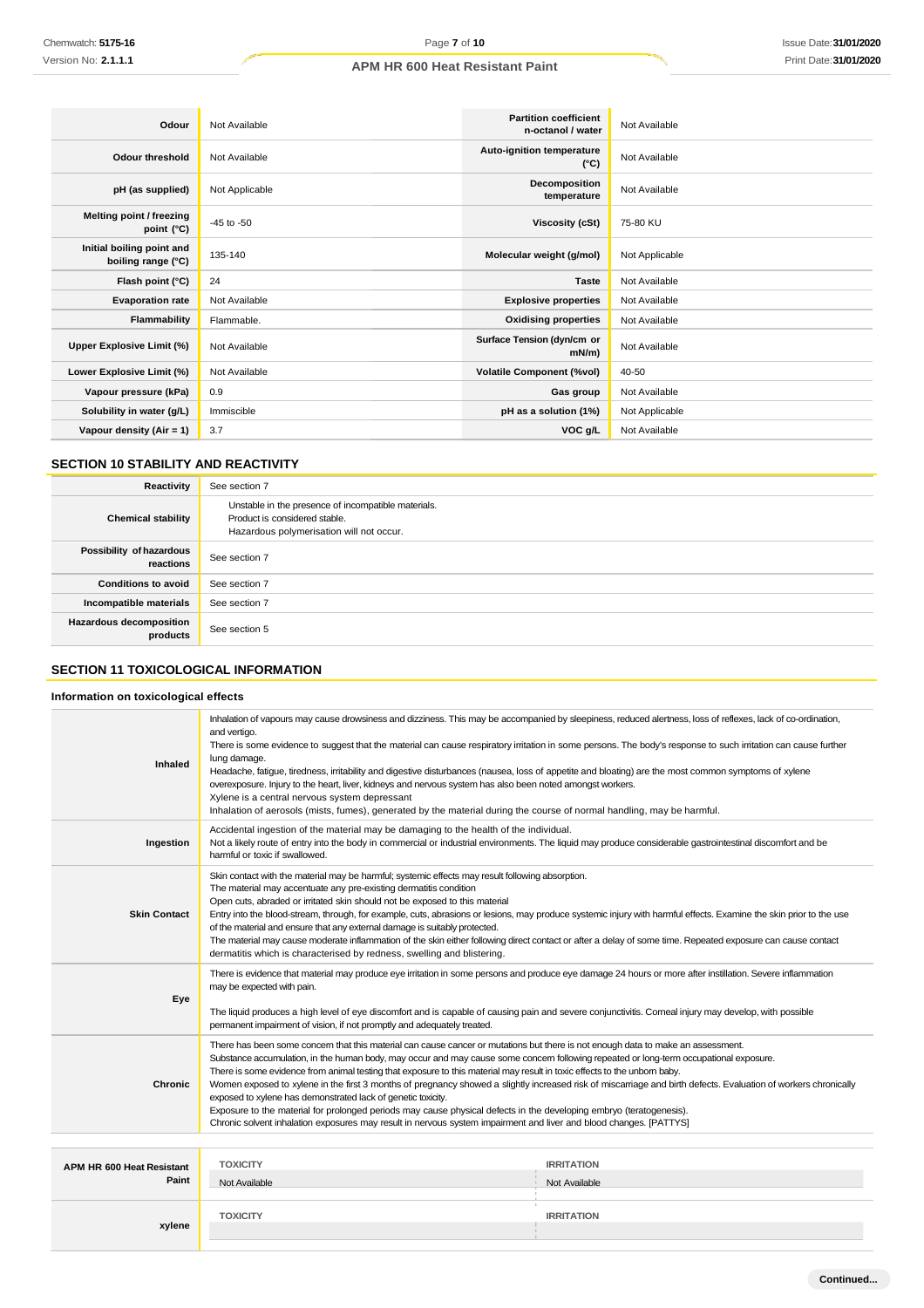| | | | |
|---|---|---|---|
| **Odour** | Not Available | **Partition coefficient n-octanol / water** | Not Available |
| **Odour threshold** | Not Available | **Auto-ignition temperature (°C)** | Not Available |
| **pH (as supplied)** | Not Applicable | **Decomposition temperature** | Not Available |
| **Melting point / freezing point (°C)** | -45 to -50 | **Viscosity (cSt)** | 75-80 KU |
| **Initial boiling point and boiling range (°C)** | 135-140 | **Molecular weight (g/mol)** | Not Applicable |
| **Flash point (°C)** | 24 | **Taste** | Not Available |
| **Evaporation rate** | Not Available | **Explosive properties** | Not Available |
| **Flammability** | Flammable. | **Oxidising properties** | Not Available |
| **Upper Explosive Limit (%)** | Not Available | **Surface Tension (dyn/cm or mN/m)** | Not Available |
| **Lower Explosive Limit (%)** | Not Available | **Volatile Component (%vol)** | 40-50 |
| **Vapour pressure (kPa)** | 0.9 | **Gas group** | Not Available |
| **Solubility in water (g/L)** | Immiscible | **pH as a solution (1%)** | Not Applicable |
| **Vapour density (Air = 1)** | 3.7 | **VOC g/L** | Not Available |

## SECTION 10 STABILITY AND REACTIVITY

| | |
|---|---|
| **Reactivity** | See section 7 |
| **Chemical stability** | Unstable in the presence of incompatible materials.<br>Product is considered stable.<br>Hazardous polymerisation will not occur. |
| **Possibility of hazardous reactions** | See section 7 |
| **Conditions to avoid** | See section 7 |
| **Incompatible materials** | See section 7 |
| **Hazardous decomposition products** | See section 5 |

## SECTION 11 TOXICOLOGICAL INFORMATION

### Information on toxicological effects

| | |
|---|---|
| **Inhaled** | Inhalation of vapours may cause drowsiness and dizziness. This may be accompanied by sleepiness, reduced alertness, loss of reflexes, lack of co-ordination, and vertigo.<br>There is some evidence to suggest that the material can cause respiratory irritation in some persons. The body's response to such irritation can cause further lung damage.<br>Headache, fatigue, tiredness, irritability and digestive disturbances (nausea, loss of appetite and bloating) are the most common symptoms of xylene overexposure. Injury to the heart, liver, kidneys and nervous system has also been noted amongst workers.<br>Xylene is a central nervous system depressant<br>Inhalation of aerosols (mists, fumes), generated by the material during the course of normal handling, may be harmful. |
| **Ingestion** | Accidental ingestion of the material may be damaging to the health of the individual.<br>Not a likely route of entry into the body in commercial or industrial environments. The liquid may produce considerable gastrointestinal discomfort and be harmful or toxic if swallowed. |
| **Skin Contact** | Skin contact with the material may be harmful; systemic effects may result following absorption.<br>The material may accentuate any pre-existing dermatitis condition<br>Open cuts, abraded or irritated skin should not be exposed to this material<br>Entry into the blood-stream, through, for example, cuts, abrasions or lesions, may produce systemic injury with harmful effects. Examine the skin prior to the use of the material and ensure that any external damage is suitably protected.<br>The material may cause moderate inflammation of the skin either following direct contact or after a delay of some time. Repeated exposure can cause contact dermatitis which is characterised by redness, swelling and blistering. |
| **Eye** | There is evidence that material may produce eye irritation in some persons and produce eye damage 24 hours or more after instillation. Severe inflammation may be expected with pain.<br>The liquid produces a high level of eye discomfort and is capable of causing pain and severe conjunctivitis. Corneal injury may develop, with possible permanent impairment of vision, if not promptly and adequately treated. |
| **Chronic** | There has been some concern that this material can cause cancer or mutations but there is not enough data to make an assessment.<br>Substance accumulation, in the human body, may occur and may cause some concern following repeated or long-term occupational exposure.<br>There is some evidence from animal testing that exposure to this material may result in toxic effects to the unborn baby.<br>Women exposed to xylene in the first 3 months of pregnancy showed a slightly increased risk of miscarriage and birth defects. Evaluation of workers chronically exposed to xylene has demonstrated lack of genetic toxicity.<br>Exposure to the material for prolonged periods may cause physical defects in the developing embryo (teratogenesis).<br>Chronic solvent inhalation exposures may result in nervous system impairment and liver and blood changes. [PATTYS] |

| | TOXICITY | IRRITATION |
|---|---|---|
| **APM HR 600 Heat Resistant Paint** | Not Available | Not Available |
| **xylene** | | |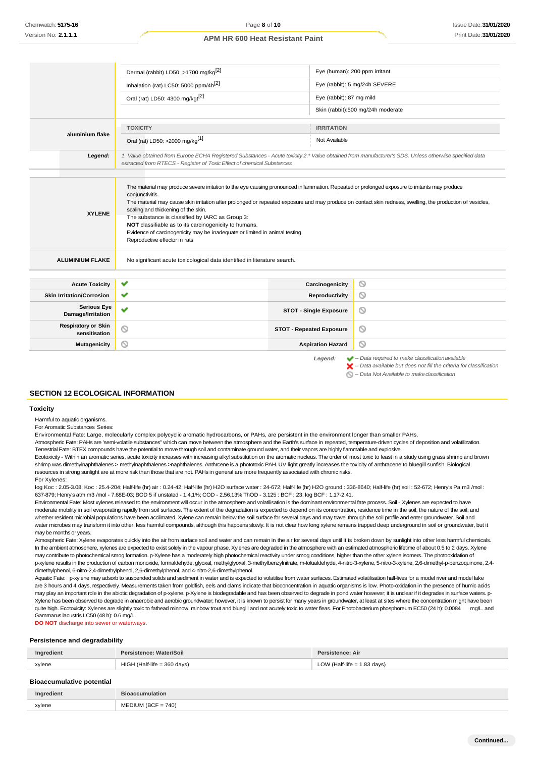| | | |
|---|---|---|
| | Dermal (rabbit) LD50: >1700 mg/kg[2] | Eye (human): 200 ppm irritant |
| | Inhalation (rat) LC50: 5000 ppm/4h[2] | Eye (rabbit): 5 mg/24h SEVERE |
| | Oral (rat) LD50: 4300 mg/kgt[2] | Eye (rabbit): 87 mg mild |
| | | Skin (rabbit):500 mg/24h moderate |
| **aluminium flake** | **TOXICITY** | **IRRITATION** |
| | Oral (rat) LD50: >2000 mg/kg[1] | Not Available |
| ***Legend:*** | *1. Value obtained from Europe ECHA Registered Substances - Acute toxicity 2.\* Value obtained from manufacturer's SDS. Unless otherwise specified data extracted from RTECS - Register of Toxic Effect of chemical Substances* | |

| | |
|---|---|
| **XYLENE** | The material may produce severe irritation to the eye causing pronounced inflammation. Repeated or prolonged exposure to irritants may produce conjunctivitis.<br>The material may cause skin irritation after prolonged or repeated exposure and may produce on contact skin redness, swelling, the production of vesicles, scaling and thickening of the skin.<br>The substance is classified by IARC as Group 3:<br>**NOT** classifiable as to its carcinogenicity to humans.<br>Evidence of carcinogenicity may be inadequate or limited in animal testing.<br>Reproductive effector in rats |
| **ALUMINIUM FLAKE** | No significant acute toxicological data identified in literature search. |

| | | | |
|---|---|---|---|
| **Acute Toxicity** | ✔ | **Carcinogenicity** | ⊘ |
| **Skin Irritation/Corrosion** | ✔ | **Reproductivity** | ⊘ |
| **Serious Eye Damage/Irritation** | ✔ | **STOT - Single Exposure** | ⊘ |
| **Respiratory or Skin sensitisation** | ⊘ | **STOT - Repeated Exposure** | ⊘ |
| **Mutagenicity** | ⊘ | **Aspiration Hazard** | ⊘ |

***Legend:***
✔ *– Data required to make classification available*
✘ *– Data available but does not fill the criteria for classification*
⊘ *– Data Not Available to make classification*

## SECTION 12 ECOLOGICAL INFORMATION

### Toxicity

Harmful to aquatic organisms.
For Aromatic Substances Series:
Environmental Fate: Large, molecularly complex polycyclic aromatic hydrocarbons, or PAHs, are persistent in the environment longer than smaller PAHs.
Atmospheric Fate: PAHs are 'semi-volatile substances" which can move between the atmosphere and the Earth's surface in repeated, temperature-driven cycles of deposition and volatilization.
Terrestrial Fate: BTEX compounds have the potential to move through soil and contaminate ground water, and their vapors are highly flammable and explosive.
Ecotoxicity - Within an aromatic series, acute toxicity increases with increasing alkyl substitution on the aromatic nucleus. The order of most toxic to least in a study using grass shrimp and brown shrimp was dimethylnaphthalenes > methylnaphthalenes >naphthalenes. Anthrcene is a phototoxic PAH. UV light greatly increases the toxicity of anthracene to bluegill sunfish. Biological resources in strong sunlight are at more risk than those that are not. PAHs in general are more frequently associated with chronic risks.
For Xylenes:
log Koc : 2.05-3.08; Koc : 25.4-204; Half-life (hr) air : 0.24-42; Half-life (hr) H2O surface water : 24-672; Half-life (hr) H2O ground : 336-8640; Half-life (hr) soil : 52-672; Henry's Pa m3 /mol : 637-879; Henry's atm m3 /mol - 7.68E-03; BOD 5 if unstated - 1.4,1%; COD - 2.56,13% ThOD - 3.125 : BCF : 23; log BCF : 1.17-2.41.
Environmental Fate: Most xylenes released to the environment will occur in the atmosphere and volatilisation is the dominant environmental fate process. Soil - Xylenes are expected to have moderate mobility in soil evaporating rapidly from soil surfaces. The extent of the degradation is expected to depend on its concentration, residence time in the soil, the nature of the soil, and whether resident microbial populations have been acclimated. Xylene can remain below the soil surface for several days and may travel through the soil profile and enter groundwater. Soil and water microbes may transform it into other, less harmful compounds, although this happens slowly. It is not clear how long xylene remains trapped deep underground in soil or groundwater, but it may be months or years.
Atmospheric Fate: Xylene evaporates quickly into the air from surface soil and water and can remain in the air for several days until it is broken down by sunlight into other less harmful chemicals. In the ambient atmosphere, xylenes are expected to exist solely in the vapour phase. Xylenes are degraded in the atmosphere with an estimated atmospheric lifetime of about 0.5 to 2 days. Xylene may contribute to photochemical smog formation. p-Xylene has a moderately high photochemical reactivity under smog conditions, higher than the other xylene isomers. The photooxidation of p-xylene results in the production of carbon monoxide, formaldehyde, glyoxal, methylglyoxal, 3-methylbenzylnitrate, m-tolualdehyde, 4-nitro-3-xylene, 5-nitro-3-xylene, 2,6-dimethyl-p-benzoquinone, 2,4-dimethylphenol, 6-nitro-2,4-dimethylphenol, 2,6-dimethylphenol, and 4-nitro-2,6-dimethylphenol.
Aquatic Fate: p-xylene may adsorb to suspended solids and sediment in water and is expected to volatilise from water surfaces. Estimated volatilisation half-lives for a model river and model lake are 3 hours and 4 days, respectively. Measurements taken from goldfish, eels and clams indicate that bioconcentration in aquatic organisms is low. Photo-oxidation in the presence of humic acids may play an important role in the abiotic degradation of p-xylene. p-Xylene is biodegradable and has been observed to degrade in pond water however; it is unclear if it degrades in surface waters. p-Xylene has been observed to degrade in anaerobic and aerobic groundwater; however, it is known to persist for many years in groundwater, at least at sites where the concentration might have been quite high. Ecotoxicity: Xylenes are slightly toxic to fathead minnow, rainbow trout and bluegill and not acutely toxic to water fleas. For Photobacterium phosphoreum EC50 (24 h): 0.0084 mg/L. and Gammarus lacustris LC50 (48 h): 0.6 mg/L.
**DO NOT** discharge into sewer or waterways.

### Persistence and degradability

| Ingredient | Persistence: Water/Soil | Persistence: Air |
|---|---|---|
| xylene | HIGH (Half-life = 360 days) | LOW (Half-life = 1.83 days) |

### Bioaccumulative potential

| Ingredient | Bioaccumulation |
|---|---|
| xylene | MEDIUM (BCF = 740) |

**Continued...**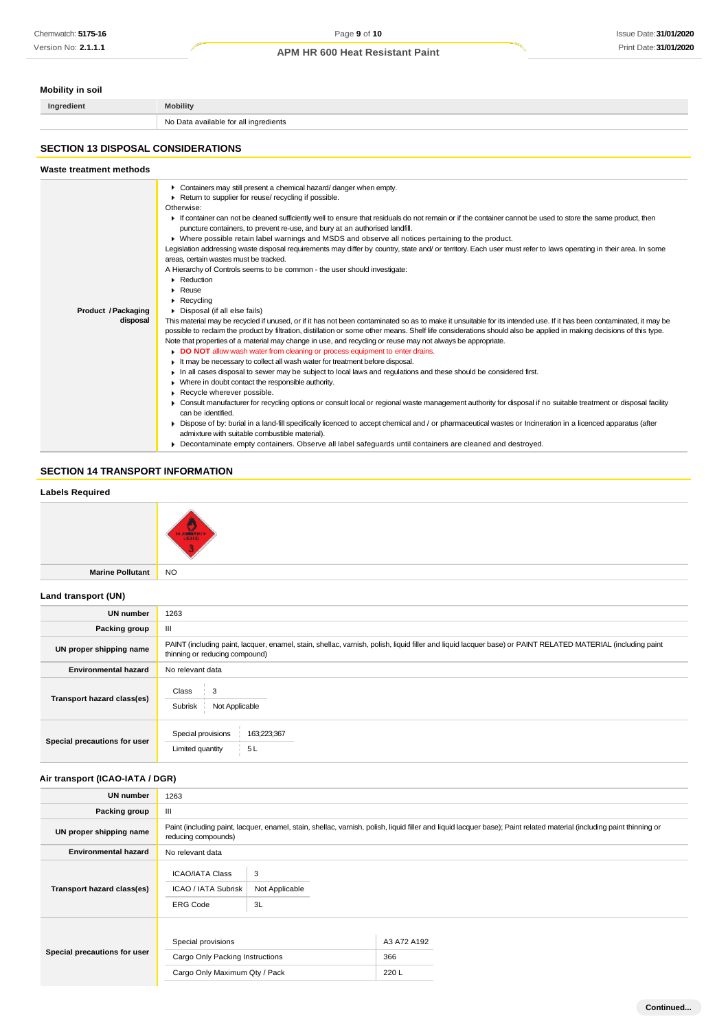### Mobility in soil

| Ingredient | Mobility |
|---|---|
| | No Data available for all ingredients |

## SECTION 13 DISPOSAL CONSIDERATIONS

### Waste treatment methods

| | |
|---|---|
| Product / Packaging disposal | ▸ Containers may still present a chemical hazard/ danger when empty.<br>▸ Return to supplier for reuse/ recycling if possible.<br>Otherwise:<br>▸ If container can not be cleaned sufficiently well to ensure that residuals do not remain or if the container cannot be used to store the same product, then puncture containers, to prevent re-use, and bury at an authorised landfill.<br>▸ Where possible retain label warnings and MSDS and observe all notices pertaining to the product.<br>Legislation addressing waste disposal requirements may differ by country, state and/ or territory. Each user must refer to laws operating in their area. In some areas, certain wastes must be tracked.<br>A Hierarchy of Controls seems to be common - the user should investigate:<br>▸ Reduction<br>▸ Reuse<br>▸ Recycling<br>▸ Disposal (if all else fails)<br>This material may be recycled if unused, or if it has not been contaminated so as to make it unsuitable for its intended use. If it has been contaminated, it may be possible to reclaim the product by filtration, distillation or some other means. Shelf life considerations should also be applied in making decisions of this type. Note that properties of a material may change in use, and recycling or reuse may not always be appropriate.<br>▸ **DO NOT** allow wash water from cleaning or process equipment to enter drains.<br>▸ It may be necessary to collect all wash water for treatment before disposal.<br>▸ In all cases disposal to sewer may be subject to local laws and regulations and these should be considered first.<br>▸ Where in doubt contact the responsible authority.<br>▸ Recycle wherever possible.<br>▸ Consult manufacturer for recycling options or consult local or regional waste management authority for disposal if no suitable treatment or disposal facility can be identified.<br>▸ Dispose of by: burial in a land-fill specifically licenced to accept chemical and / or pharmaceutical wastes or Incineration in a licenced apparatus (after admixture with suitable combustible material).<br>▸ Decontaminate empty containers. Observe all label safeguards until containers are cleaned and destroyed. |

## SECTION 14 TRANSPORT INFORMATION

### Labels Required

| | |
|---|---|
| | FLAMMABLE LIQUID 3 |
| Marine Pollutant | NO |

### Land transport (UN)

| | |
|---|---|
| UN number | 1263 |
| Packing group | III |
| UN proper shipping name | PAINT (including paint, lacquer, enamel, stain, shellac, varnish, polish, liquid filler and liquid lacquer base) or PAINT RELATED MATERIAL (including paint thinning or reducing compound) |
| Environmental hazard | No relevant data |
| Transport hazard class(es) | Class: 3<br>Subrisk: Not Applicable |
| Special precautions for user | Special provisions: 163;223;367<br>Limited quantity: 5 L |

### Air transport (ICAO-IATA / DGR)

| | |
|---|---|
| UN number | 1263 |
| Packing group | III |
| UN proper shipping name | Paint (including paint, lacquer, enamel, stain, shellac, varnish, polish, liquid filler and liquid lacquer base); Paint related material (including paint thinning or reducing compounds) |
| Environmental hazard | No relevant data |
| Transport hazard class(es) | ICAO/IATA Class: 3<br>ICAO / IATA Subrisk: Not Applicable<br>ERG Code: 3L |
| Special precautions for user | Special provisions: A3 A72 A192<br>Cargo Only Packing Instructions: 366<br>Cargo Only Maximum Qty / Pack: 220 L |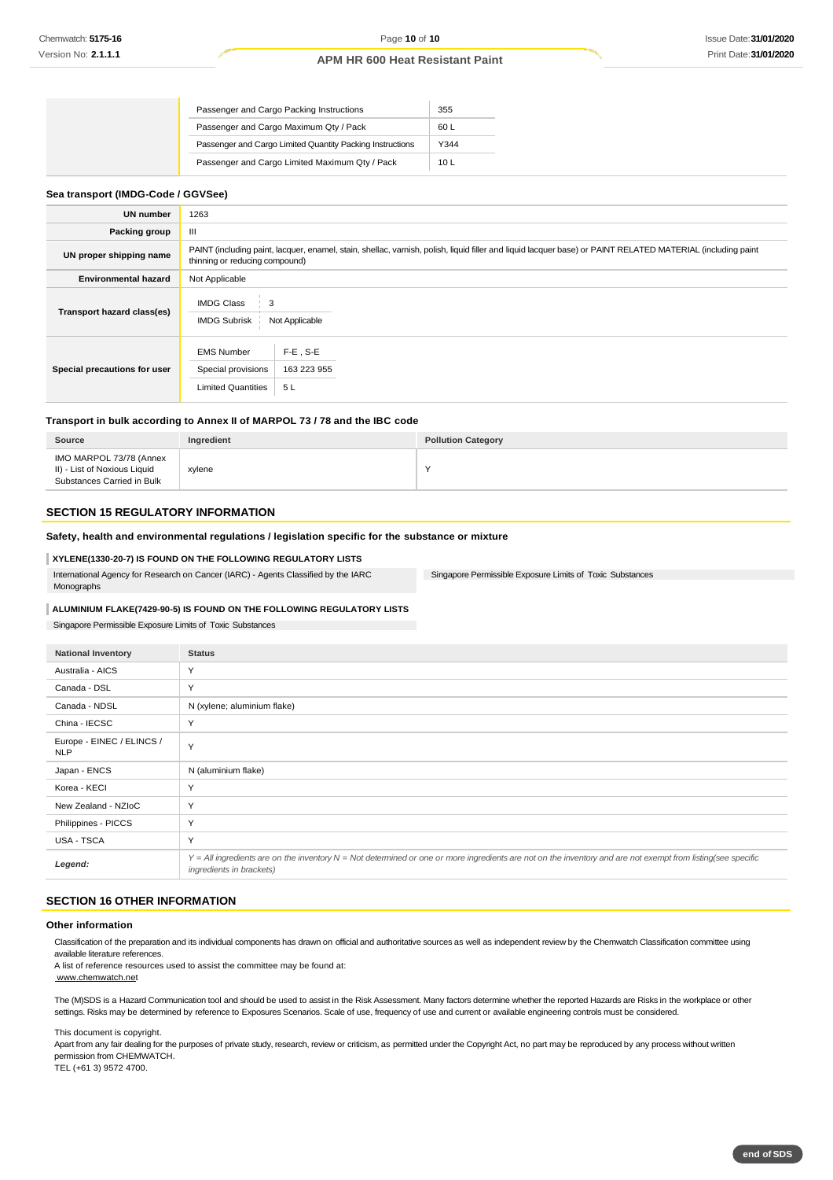| | | |
|---|---|---|
| | Passenger and Cargo Packing Instructions | 355 |
| | Passenger and Cargo Maximum Qty / Pack | 60 L |
| | Passenger and Cargo Limited Quantity Packing Instructions | Y344 |
| | Passenger and Cargo Limited Maximum Qty / Pack | 10 L |

### Sea transport (IMDG-Code / GGVSee)

| | |
|---|---|
| **UN number** | 1263 |
| **Packing group** | III |
| **UN proper shipping name** | PAINT (including paint, lacquer, enamel, stain, shellac, varnish, polish, liquid filler and liquid lacquer base) or PAINT RELATED MATERIAL (including paint thinning or reducing compound) |
| **Environmental hazard** | Not Applicable |
| **Transport hazard class(es)** | IMDG Class: 3<br>IMDG Subrisk: Not Applicable |
| **Special precautions for user** | EMS Number: F-E , S-E<br>Special provisions: 163 223 955<br>Limited Quantities: 5 L |

### Transport in bulk according to Annex II of MARPOL 73 / 78 and the IBC code

| Source | Ingredient | Pollution Category |
|---|---|---|
| IMO MARPOL 73/78 (Annex II) - List of Noxious Liquid Substances Carried in Bulk | xylene | Y |

## SECTION 15 REGULATORY INFORMATION

### Safety, health and environmental regulations / legislation specific for the substance or mixture

**XYLENE(1330-20-7) IS FOUND ON THE FOLLOWING REGULATORY LISTS**

International Agency for Research on Cancer (IARC) - Agents Classified by the IARC Monographs

Singapore Permissible Exposure Limits of Toxic Substances

**ALUMINIUM FLAKE(7429-90-5) IS FOUND ON THE FOLLOWING REGULATORY LISTS**

Singapore Permissible Exposure Limits of Toxic Substances

| National Inventory | Status |
|---|---|
| Australia - AICS | Y |
| Canada - DSL | Y |
| Canada - NDSL | N (xylene; aluminium flake) |
| China - IECSC | Y |
| Europe - EINEC / ELINCS / NLP | Y |
| Japan - ENCS | N (aluminium flake) |
| Korea - KECI | Y |
| New Zealand - NZIoC | Y |
| Philippines - PICCS | Y |
| USA - TSCA | Y |
| *Legend:* | *Y = All ingredients are on the inventory N = Not determined or one or more ingredients are not on the inventory and are not exempt from listing(see specific ingredients in brackets)* |

## SECTION 16 OTHER INFORMATION

### Other information

Classification of the preparation and its individual components has drawn on official and authoritative sources as well as independent review by the Chemwatch Classification committee using available literature references.
A list of reference resources used to assist the committee may be found at:
www.chemwatch.net

The (M)SDS is a Hazard Communication tool and should be used to assist in the Risk Assessment. Many factors determine whether the reported Hazards are Risks in the workplace or other settings. Risks may be determined by reference to Exposures Scenarios. Scale of use, frequency of use and current or available engineering controls must be considered.

This document is copyright.
Apart from any fair dealing for the purposes of private study, research, review or criticism, as permitted under the Copyright Act, no part may be reproduced by any process without written permission from CHEMWATCH.
TEL (+61 3) 9572 4700.

end of SDS